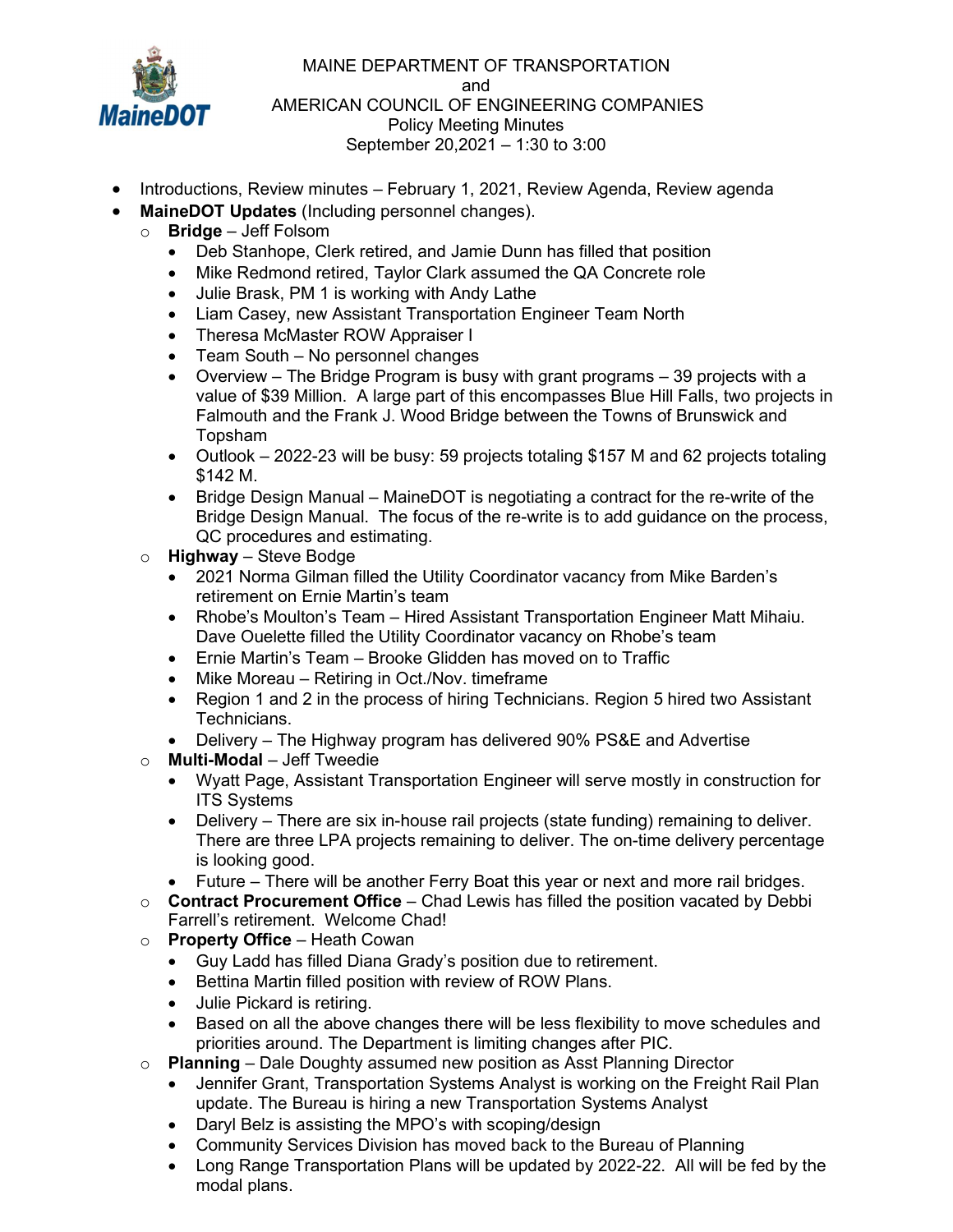MAINE DEPARTMENT OF TRANSPORTATION
and
AMERICAN COUNCIL OF ENGINEERING COMPANIES
Policy Meeting Minutes
September 20,2021 – 1:30 to 3:00

- Introductions, Review minutes – February 1, 2021, Review Agenda, Review agenda
- **MaineDOT Updates** (Including personnel changes).
  - **Bridge** – Jeff Folsom
    - Deb Stanhope, Clerk retired, and Jamie Dunn has filled that position
    - Mike Redmond retired, Taylor Clark assumed the QA Concrete role
    - Julie Brask, PM 1 is working with Andy Lathe
    - Liam Casey, new Assistant Transportation Engineer Team North
    - Theresa McMaster ROW Appraiser I
    - Team South – No personnel changes
    - Overview – The Bridge Program is busy with grant programs – 39 projects with a value of $39 Million. A large part of this encompasses Blue Hill Falls, two projects in Falmouth and the Frank J. Wood Bridge between the Towns of Brunswick and Topsham
    - Outlook – 2022-23 will be busy: 59 projects totaling $157 M and 62 projects totaling $142 M.
    - Bridge Design Manual – MaineDOT is negotiating a contract for the re-write of the Bridge Design Manual. The focus of the re-write is to add guidance on the process, QC procedures and estimating.
  - **Highway** – Steve Bodge
    - 2021 Norma Gilman filled the Utility Coordinator vacancy from Mike Barden's retirement on Ernie Martin's team
    - Rhobe's Moulton's Team – Hired Assistant Transportation Engineer Matt Mihaiu. Dave Ouelette filled the Utility Coordinator vacancy on Rhobe's team
    - Ernie Martin's Team – Brooke Glidden has moved on to Traffic
    - Mike Moreau – Retiring in Oct./Nov. timeframe
    - Region 1 and 2 in the process of hiring Technicians. Region 5 hired two Assistant Technicians.
    - Delivery – The Highway program has delivered 90% PS&E and Advertise
  - **Multi-Modal** – Jeff Tweedie
    - Wyatt Page, Assistant Transportation Engineer will serve mostly in construction for ITS Systems
    - Delivery – There are six in-house rail projects (state funding) remaining to deliver. There are three LPA projects remaining to deliver. The on-time delivery percentage is looking good.
    - Future – There will be another Ferry Boat this year or next and more rail bridges.
  - **Contract Procurement Office** – Chad Lewis has filled the position vacated by Debbi Farrell's retirement. Welcome Chad!
  - **Property Office** – Heath Cowan
    - Guy Ladd has filled Diana Grady's position due to retirement.
    - Bettina Martin filled position with review of ROW Plans.
    - Julie Pickard is retiring.
    - Based on all the above changes there will be less flexibility to move schedules and priorities around. The Department is limiting changes after PIC.
  - **Planning** – Dale Doughty assumed new position as Asst Planning Director
    - Jennifer Grant, Transportation Systems Analyst is working on the Freight Rail Plan update. The Bureau is hiring a new Transportation Systems Analyst
    - Daryl Belz is assisting the MPO's with scoping/design
    - Community Services Division has moved back to the Bureau of Planning
    - Long Range Transportation Plans will be updated by 2022-22. All will be fed by the modal plans.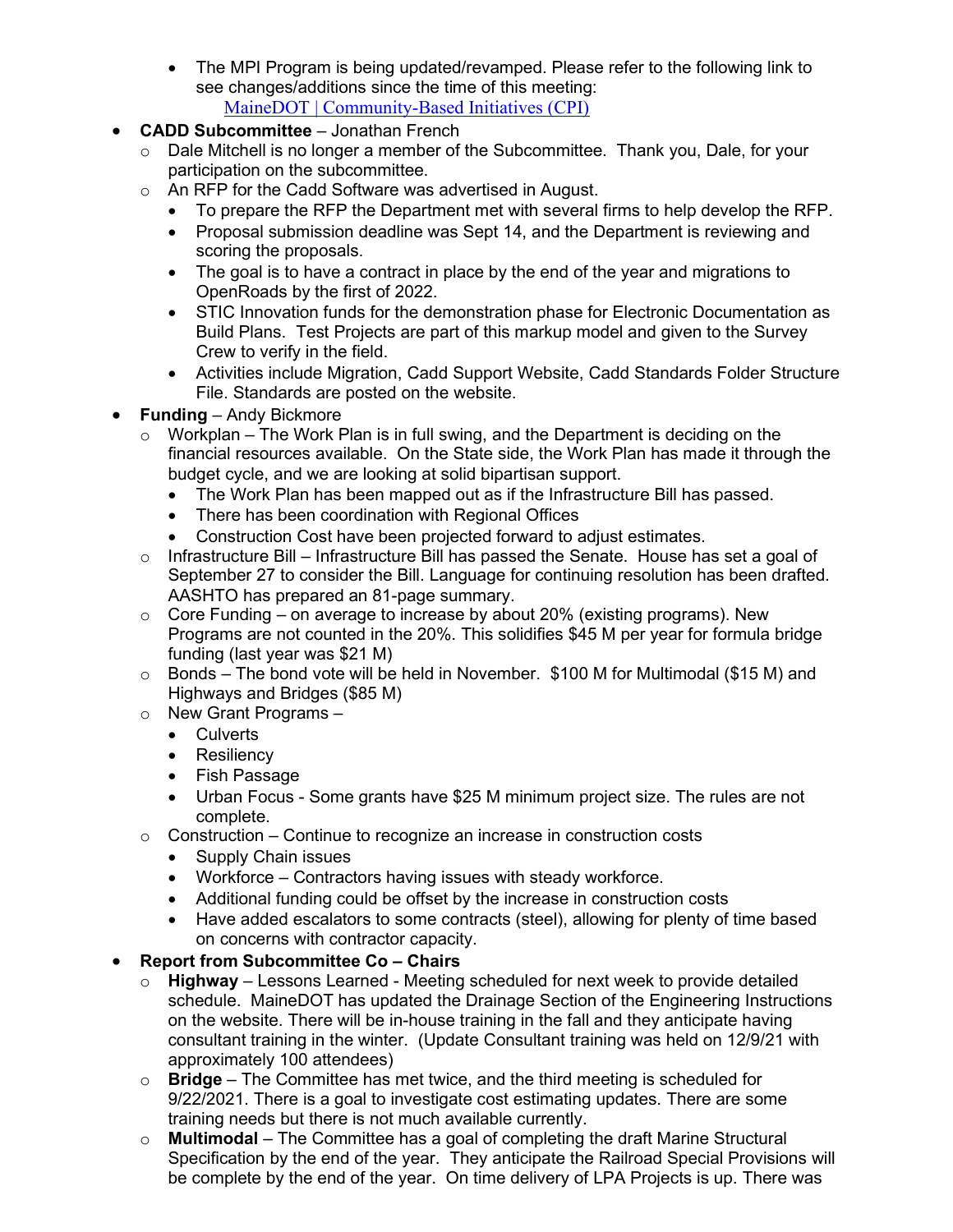- The MPI Program is being updated/revamped. Please refer to the following link to see changes/additions since the time of this meeting:
  [MaineDOT | Community-Based Initiatives (CPI)]()

- **CADD Subcommittee** – Jonathan French
  - Dale Mitchell is no longer a member of the Subcommittee. Thank you, Dale, for your participation on the subcommittee.
  - An RFP for the Cadd Software was advertised in August.
    - To prepare the RFP the Department met with several firms to help develop the RFP.
    - Proposal submission deadline was Sept 14, and the Department is reviewing and scoring the proposals.
    - The goal is to have a contract in place by the end of the year and migrations to OpenRoads by the first of 2022.
    - STIC Innovation funds for the demonstration phase for Electronic Documentation as Build Plans. Test Projects are part of this markup model and given to the Survey Crew to verify in the field.
    - Activities include Migration, Cadd Support Website, Cadd Standards Folder Structure File. Standards are posted on the website.

- **Funding** – Andy Bickmore
  - Workplan – The Work Plan is in full swing, and the Department is deciding on the financial resources available. On the State side, the Work Plan has made it through the budget cycle, and we are looking at solid bipartisan support.
    - The Work Plan has been mapped out as if the Infrastructure Bill has passed.
    - There has been coordination with Regional Offices
    - Construction Cost have been projected forward to adjust estimates.
  - Infrastructure Bill – Infrastructure Bill has passed the Senate. House has set a goal of September 27 to consider the Bill. Language for continuing resolution has been drafted. AASHTO has prepared an 81-page summary.
  - Core Funding – on average to increase by about 20% (existing programs). New Programs are not counted in the 20%. This solidifies \$45 M per year for formula bridge funding (last year was \$21 M)
  - Bonds – The bond vote will be held in November. \$100 M for Multimodal (\$15 M) and Highways and Bridges (\$85 M)
  - New Grant Programs –
    - Culverts
    - Resiliency
    - Fish Passage
    - Urban Focus - Some grants have \$25 M minimum project size. The rules are not complete.
  - Construction – Continue to recognize an increase in construction costs
    - Supply Chain issues
    - Workforce – Contractors having issues with steady workforce.
    - Additional funding could be offset by the increase in construction costs
    - Have added escalators to some contracts (steel), allowing for plenty of time based on concerns with contractor capacity.

- **Report from Subcommittee Co – Chairs**
  - **Highway** – Lessons Learned - Meeting scheduled for next week to provide detailed schedule. MaineDOT has updated the Drainage Section of the Engineering Instructions on the website. There will be in-house training in the fall and they anticipate having consultant training in the winter. (Update Consultant training was held on 12/9/21 with approximately 100 attendees)
  - **Bridge** – The Committee has met twice, and the third meeting is scheduled for 9/22/2021. There is a goal to investigate cost estimating updates. There are some training needs but there is not much available currently.
  - **Multimodal** – The Committee has a goal of completing the draft Marine Structural Specification by the end of the year. They anticipate the Railroad Special Provisions will be complete by the end of the year. On time delivery of LPA Projects is up. There was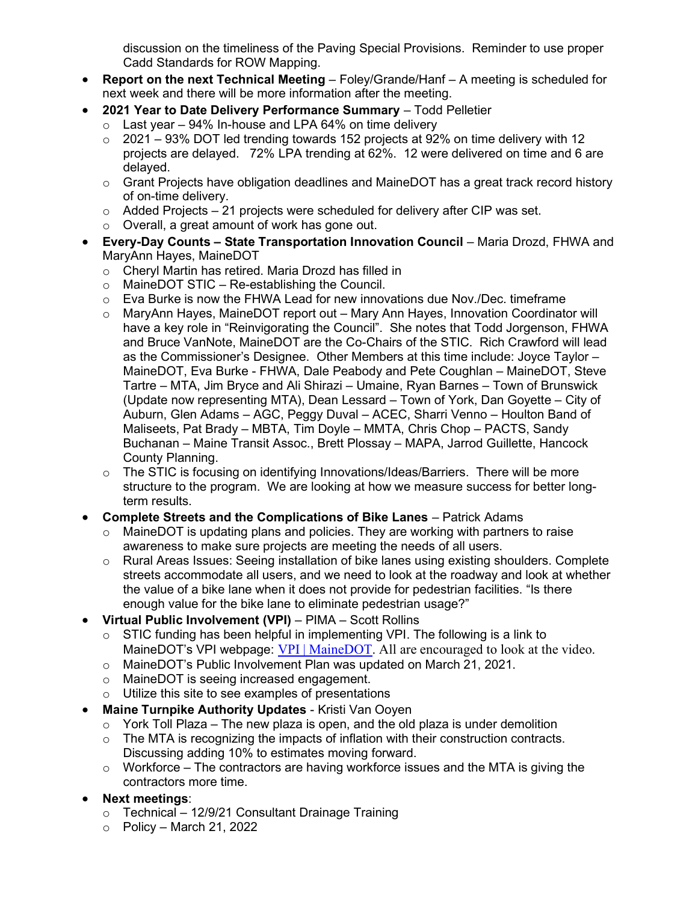discussion on the timeliness of the Paving Special Provisions. Reminder to use proper Cadd Standards for ROW Mapping.

- **Report on the next Technical Meeting** – Foley/Grande/Hanf – A meeting is scheduled for next week and there will be more information after the meeting.
- **2021 Year to Date Delivery Performance Summary** – Todd Pelletier
  - Last year – 94% In-house and LPA 64% on time delivery
  - 2021 – 93% DOT led trending towards 152 projects at 92% on time delivery with 12 projects are delayed. 72% LPA trending at 62%. 12 were delivered on time and 6 are delayed.
  - Grant Projects have obligation deadlines and MaineDOT has a great track record history of on-time delivery.
  - Added Projects – 21 projects were scheduled for delivery after CIP was set.
  - Overall, a great amount of work has gone out.
- **Every-Day Counts – State Transportation Innovation Council** – Maria Drozd, FHWA and MaryAnn Hayes, MaineDOT
  - Cheryl Martin has retired. Maria Drozd has filled in
  - MaineDOT STIC – Re-establishing the Council.
  - Eva Burke is now the FHWA Lead for new innovations due Nov./Dec. timeframe
  - MaryAnn Hayes, MaineDOT report out – Mary Ann Hayes, Innovation Coordinator will have a key role in "Reinvigorating the Council". She notes that Todd Jorgenson, FHWA and Bruce VanNote, MaineDOT are the Co-Chairs of the STIC. Rich Crawford will lead as the Commissioner's Designee. Other Members at this time include: Joyce Taylor – MaineDOT, Eva Burke - FHWA, Dale Peabody and Pete Coughlan – MaineDOT, Steve Tartre – MTA, Jim Bryce and Ali Shirazi – Umaine, Ryan Barnes – Town of Brunswick (Update now representing MTA), Dean Lessard – Town of York, Dan Goyette – City of Auburn, Glen Adams – AGC, Peggy Duval – ACEC, Sharri Venno – Houlton Band of Maliseets, Pat Brady – MBTA, Tim Doyle – MMTA, Chris Chop – PACTS, Sandy Buchanan – Maine Transit Assoc., Brett Plossay – MAPA, Jarrod Guillette, Hancock County Planning.
  - The STIC is focusing on identifying Innovations/Ideas/Barriers. There will be more structure to the program. We are looking at how we measure success for better long-term results.
- **Complete Streets and the Complications of Bike Lanes** – Patrick Adams
  - MaineDOT is updating plans and policies. They are working with partners to raise awareness to make sure projects are meeting the needs of all users.
  - Rural Areas Issues: Seeing installation of bike lanes using existing shoulders. Complete streets accommodate all users, and we need to look at the roadway and look at whether the value of a bike lane when it does not provide for pedestrian facilities. "Is there enough value for the bike lane to eliminate pedestrian usage?"
- **Virtual Public Involvement (VPI)** – PIMA – Scott Rollins
  - STIC funding has been helpful in implementing VPI. The following is a link to MaineDOT's VPI webpage: [VPI | MaineDOT](). All are encouraged to look at the video.
  - MaineDOT's Public Involvement Plan was updated on March 21, 2021.
  - MaineDOT is seeing increased engagement.
  - Utilize this site to see examples of presentations
- **Maine Turnpike Authority Updates** - Kristi Van Ooyen
  - York Toll Plaza – The new plaza is open, and the old plaza is under demolition
  - The MTA is recognizing the impacts of inflation with their construction contracts. Discussing adding 10% to estimates moving forward.
  - Workforce – The contractors are having workforce issues and the MTA is giving the contractors more time.
- **Next meetings**:
  - Technical – 12/9/21 Consultant Drainage Training
  - Policy – March 21, 2022